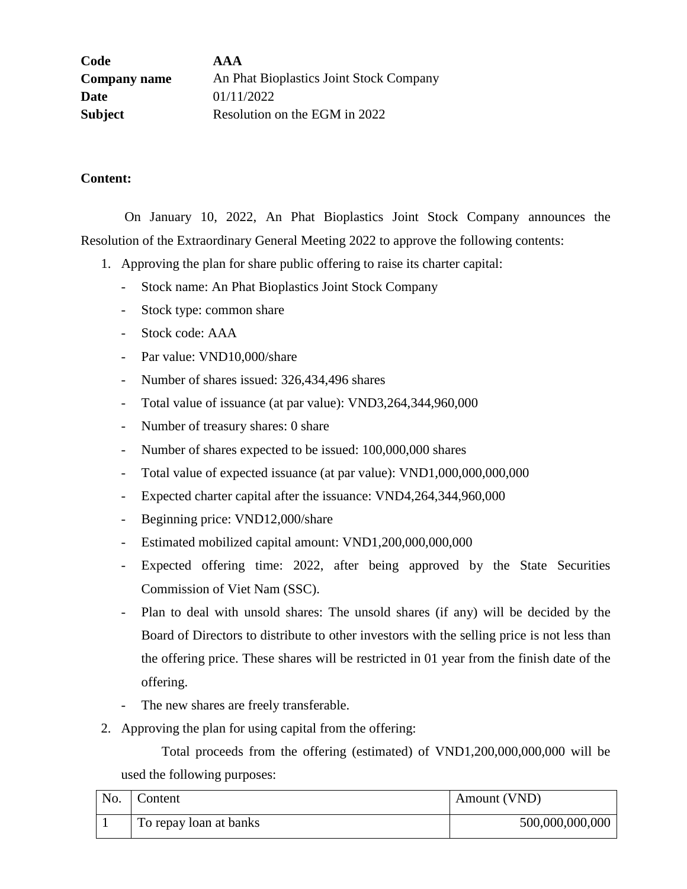| | |
|---|---|
| **Code** | **AAA** |
| **Company name** | An Phat Bioplastics Joint Stock Company |
| **Date** | 01/11/2022 |
| **Subject** | Resolution on the EGM in 2022 |

**Content:**

On January 10, 2022, An Phat Bioplastics Joint Stock Company announces the Resolution of the Extraordinary General Meeting 2022 to approve the following contents:

1. Approving the plan for share public offering to raise its charter capital:
   - Stock name: An Phat Bioplastics Joint Stock Company
   - Stock type: common share
   - Stock code: AAA
   - Par value: VND10,000/share
   - Number of shares issued: 326,434,496 shares
   - Total value of issuance (at par value): VND3,264,344,960,000
   - Number of treasury shares: 0 share
   - Number of shares expected to be issued: 100,000,000 shares
   - Total value of expected issuance (at par value): VND1,000,000,000,000
   - Expected charter capital after the issuance: VND4,264,344,960,000
   - Beginning price: VND12,000/share
   - Estimated mobilized capital amount: VND1,200,000,000,000
   - Expected offering time: 2022, after being approved by the State Securities Commission of Viet Nam (SSC).
   - Plan to deal with unsold shares: The unsold shares (if any) will be decided by the Board of Directors to distribute to other investors with the selling price is not less than the offering price. These shares will be restricted in 01 year from the finish date of the offering.
   - The new shares are freely transferable.
2. Approving the plan for using capital from the offering:

   Total proceeds from the offering (estimated) of VND1,200,000,000,000 will be used the following purposes:

| No. | Content | Amount (VND) |
|---|---|---|
| 1 | To repay loan at banks | 500,000,000,000 |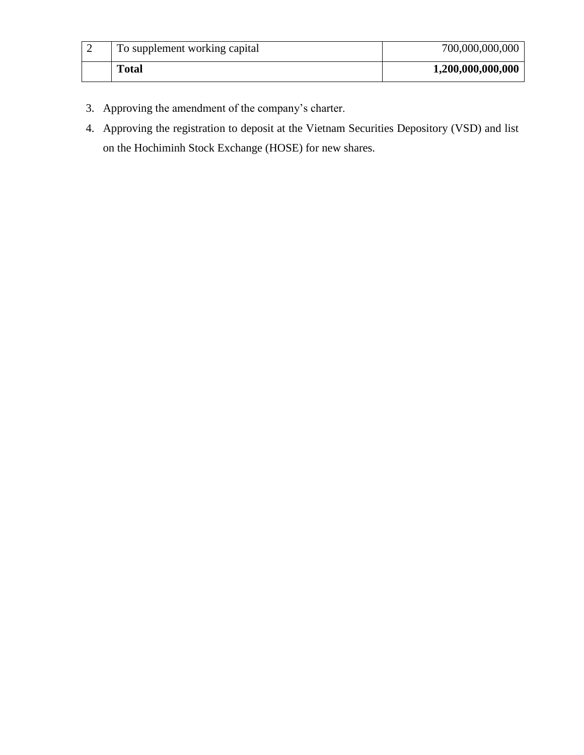| | | |
|---|---|---|
| 2 | To supplement working capital | 700,000,000,000 |
| | **Total** | **1,200,000,000,000** |

3. Approving the amendment of the company's charter.
4. Approving the registration to deposit at the Vietnam Securities Depository (VSD) and list on the Hochiminh Stock Exchange (HOSE) for new shares.